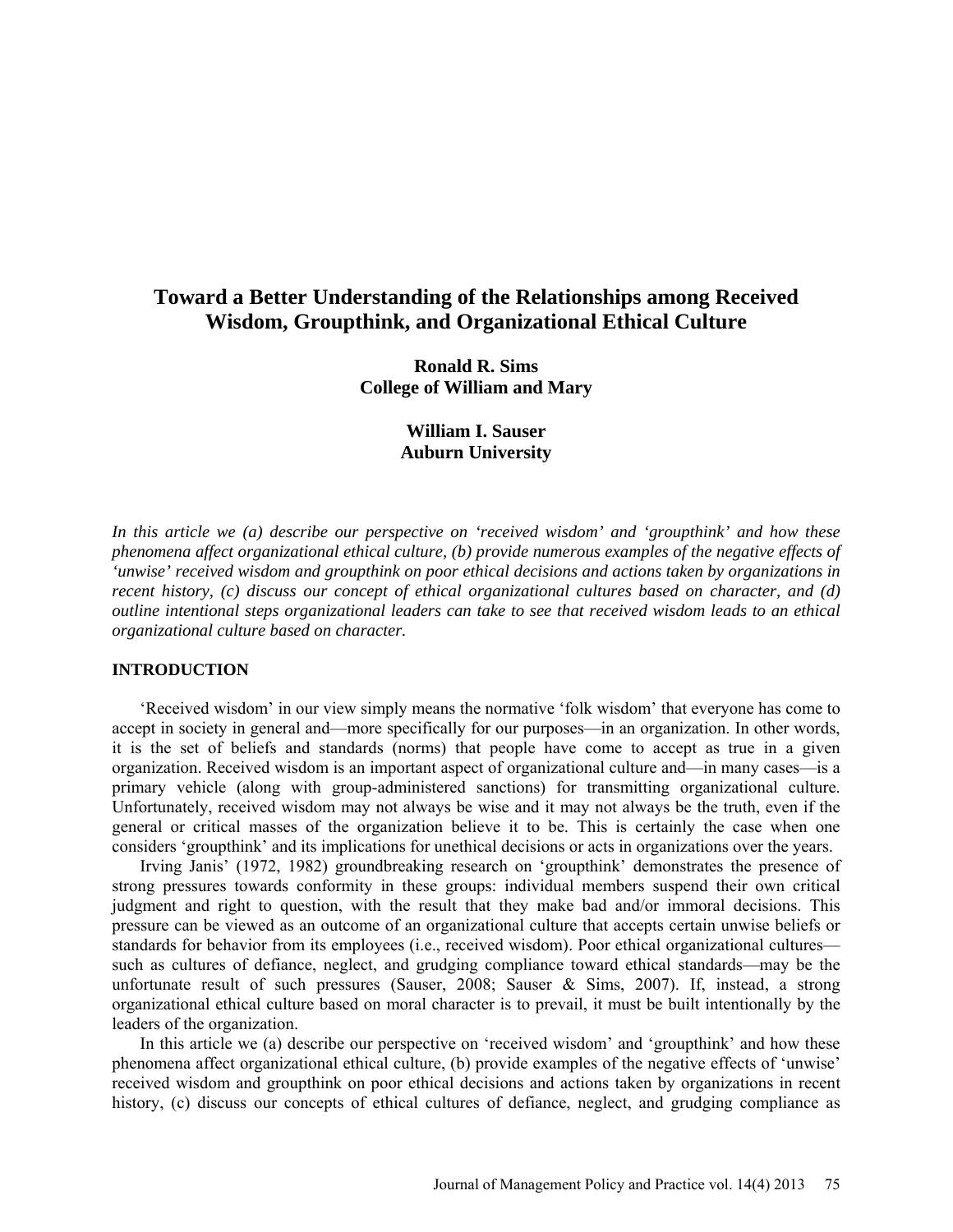# Toward a Better Understanding of the Relationships among Received Wisdom, Groupthink, and Organizational Ethical Culture

**Ronald R. Sims**
**College of William and Mary**

**William I. Sauser**
**Auburn University**

*In this article we (a) describe our perspective on 'received wisdom' and 'groupthink' and how these phenomena affect organizational ethical culture, (b) provide numerous examples of the negative effects of 'unwise' received wisdom and groupthink on poor ethical decisions and actions taken by organizations in recent history, (c) discuss our concept of ethical organizational cultures based on character, and (d) outline intentional steps organizational leaders can take to see that received wisdom leads to an ethical organizational culture based on character.*

## INTRODUCTION

'Received wisdom' in our view simply means the normative 'folk wisdom' that everyone has come to accept in society in general and—more specifically for our purposes—in an organization. In other words, it is the set of beliefs and standards (norms) that people have come to accept as true in a given organization. Received wisdom is an important aspect of organizational culture and—in many cases—is a primary vehicle (along with group-administered sanctions) for transmitting organizational culture. Unfortunately, received wisdom may not always be wise and it may not always be the truth, even if the general or critical masses of the organization believe it to be. This is certainly the case when one considers 'groupthink' and its implications for unethical decisions or acts in organizations over the years.

Irving Janis' (1972, 1982) groundbreaking research on 'groupthink' demonstrates the presence of strong pressures towards conformity in these groups: individual members suspend their own critical judgment and right to question, with the result that they make bad and/or immoral decisions. This pressure can be viewed as an outcome of an organizational culture that accepts certain unwise beliefs or standards for behavior from its employees (i.e., received wisdom). Poor ethical organizational cultures—such as cultures of defiance, neglect, and grudging compliance toward ethical standards—may be the unfortunate result of such pressures (Sauser, 2008; Sauser & Sims, 2007). If, instead, a strong organizational ethical culture based on moral character is to prevail, it must be built intentionally by the leaders of the organization.

In this article we (a) describe our perspective on 'received wisdom' and 'groupthink' and how these phenomena affect organizational ethical culture, (b) provide examples of the negative effects of 'unwise' received wisdom and groupthink on poor ethical decisions and actions taken by organizations in recent history, (c) discuss our concepts of ethical cultures of defiance, neglect, and grudging compliance as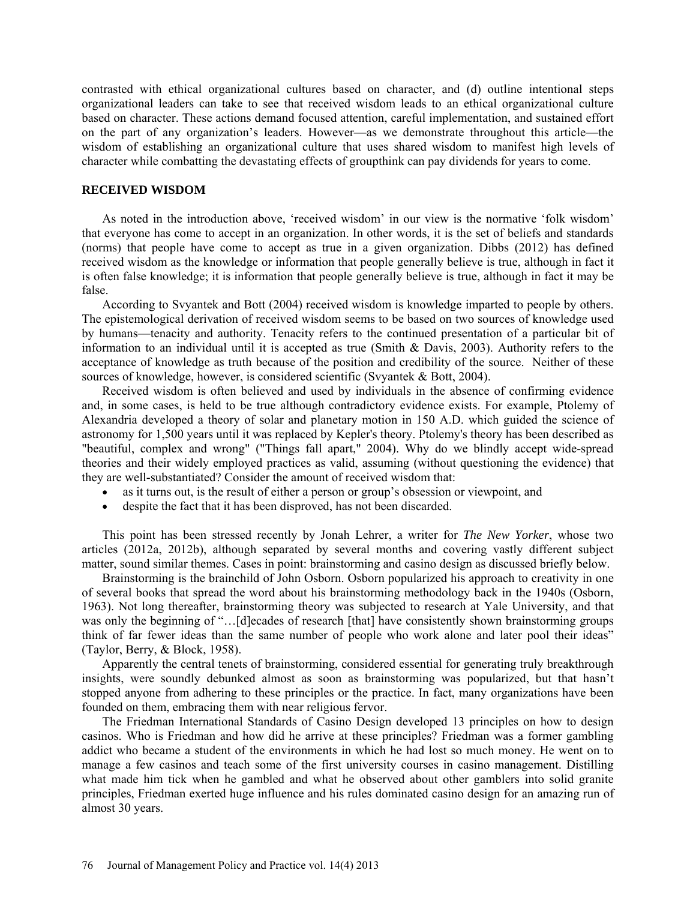contrasted with ethical organizational cultures based on character, and (d) outline intentional steps organizational leaders can take to see that received wisdom leads to an ethical organizational culture based on character. These actions demand focused attention, careful implementation, and sustained effort on the part of any organization's leaders. However—as we demonstrate throughout this article—the wisdom of establishing an organizational culture that uses shared wisdom to manifest high levels of character while combatting the devastating effects of groupthink can pay dividends for years to come.

## RECEIVED WISDOM

As noted in the introduction above, 'received wisdom' in our view is the normative 'folk wisdom' that everyone has come to accept in an organization. In other words, it is the set of beliefs and standards (norms) that people have come to accept as true in a given organization. Dibbs (2012) has defined received wisdom as the knowledge or information that people generally believe is true, although in fact it is often false knowledge; it is information that people generally believe is true, although in fact it may be false.

According to Svyantek and Bott (2004) received wisdom is knowledge imparted to people by others. The epistemological derivation of received wisdom seems to be based on two sources of knowledge used by humans—tenacity and authority. Tenacity refers to the continued presentation of a particular bit of information to an individual until it is accepted as true (Smith & Davis, 2003). Authority refers to the acceptance of knowledge as truth because of the position and credibility of the source. Neither of these sources of knowledge, however, is considered scientific (Svyantek & Bott, 2004).

Received wisdom is often believed and used by individuals in the absence of confirming evidence and, in some cases, is held to be true although contradictory evidence exists. For example, Ptolemy of Alexandria developed a theory of solar and planetary motion in 150 A.D. which guided the science of astronomy for 1,500 years until it was replaced by Kepler's theory. Ptolemy's theory has been described as "beautiful, complex and wrong" ("Things fall apart," 2004). Why do we blindly accept wide-spread theories and their widely employed practices as valid, assuming (without questioning the evidence) that they are well-substantiated? Consider the amount of received wisdom that:

- as it turns out, is the result of either a person or group's obsession or viewpoint, and
- despite the fact that it has been disproved, has not been discarded.

This point has been stressed recently by Jonah Lehrer, a writer for *The New Yorker*, whose two articles (2012a, 2012b), although separated by several months and covering vastly different subject matter, sound similar themes. Cases in point: brainstorming and casino design as discussed briefly below.

Brainstorming is the brainchild of John Osborn. Osborn popularized his approach to creativity in one of several books that spread the word about his brainstorming methodology back in the 1940s (Osborn, 1963). Not long thereafter, brainstorming theory was subjected to research at Yale University, and that was only the beginning of "…[d]ecades of research [that] have consistently shown brainstorming groups think of far fewer ideas than the same number of people who work alone and later pool their ideas" (Taylor, Berry, & Block, 1958).

Apparently the central tenets of brainstorming, considered essential for generating truly breakthrough insights, were soundly debunked almost as soon as brainstorming was popularized, but that hasn't stopped anyone from adhering to these principles or the practice. In fact, many organizations have been founded on them, embracing them with near religious fervor.

The Friedman International Standards of Casino Design developed 13 principles on how to design casinos. Who is Friedman and how did he arrive at these principles? Friedman was a former gambling addict who became a student of the environments in which he had lost so much money. He went on to manage a few casinos and teach some of the first university courses in casino management. Distilling what made him tick when he gambled and what he observed about other gamblers into solid granite principles, Friedman exerted huge influence and his rules dominated casino design for an amazing run of almost 30 years.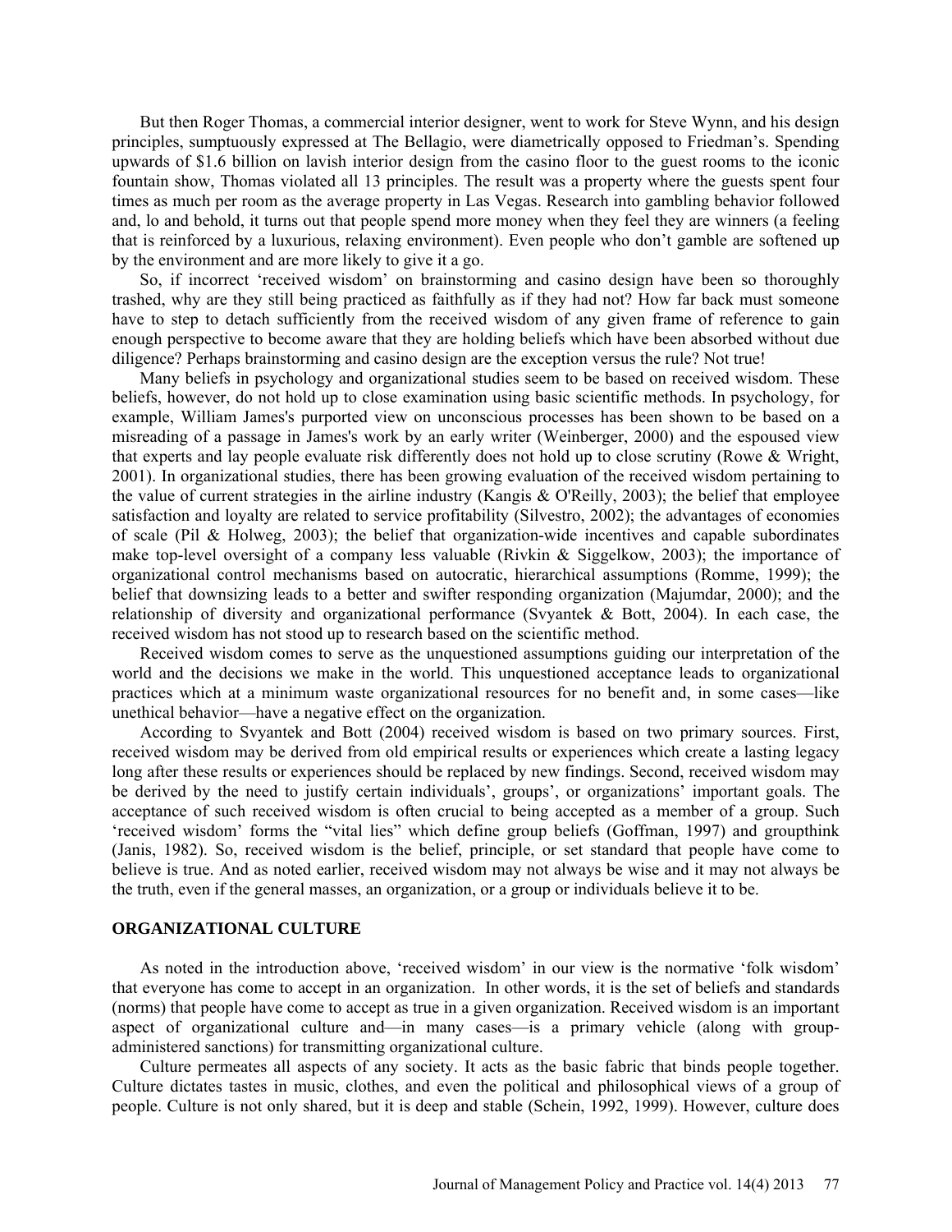But then Roger Thomas, a commercial interior designer, went to work for Steve Wynn, and his design principles, sumptuously expressed at The Bellagio, were diametrically opposed to Friedman's. Spending upwards of $1.6 billion on lavish interior design from the casino floor to the guest rooms to the iconic fountain show, Thomas violated all 13 principles. The result was a property where the guests spent four times as much per room as the average property in Las Vegas. Research into gambling behavior followed and, lo and behold, it turns out that people spend more money when they feel they are winners (a feeling that is reinforced by a luxurious, relaxing environment). Even people who don't gamble are softened up by the environment and are more likely to give it a go.

So, if incorrect 'received wisdom' on brainstorming and casino design have been so thoroughly trashed, why are they still being practiced as faithfully as if they had not? How far back must someone have to step to detach sufficiently from the received wisdom of any given frame of reference to gain enough perspective to become aware that they are holding beliefs which have been absorbed without due diligence? Perhaps brainstorming and casino design are the exception versus the rule? Not true!

Many beliefs in psychology and organizational studies seem to be based on received wisdom. These beliefs, however, do not hold up to close examination using basic scientific methods. In psychology, for example, William James's purported view on unconscious processes has been shown to be based on a misreading of a passage in James's work by an early writer (Weinberger, 2000) and the espoused view that experts and lay people evaluate risk differently does not hold up to close scrutiny (Rowe & Wright, 2001). In organizational studies, there has been growing evaluation of the received wisdom pertaining to the value of current strategies in the airline industry (Kangis & O'Reilly, 2003); the belief that employee satisfaction and loyalty are related to service profitability (Silvestro, 2002); the advantages of economies of scale (Pil & Holweg, 2003); the belief that organization-wide incentives and capable subordinates make top-level oversight of a company less valuable (Rivkin & Siggelkow, 2003); the importance of organizational control mechanisms based on autocratic, hierarchical assumptions (Romme, 1999); the belief that downsizing leads to a better and swifter responding organization (Majumdar, 2000); and the relationship of diversity and organizational performance (Svyantek & Bott, 2004). In each case, the received wisdom has not stood up to research based on the scientific method.

Received wisdom comes to serve as the unquestioned assumptions guiding our interpretation of the world and the decisions we make in the world. This unquestioned acceptance leads to organizational practices which at a minimum waste organizational resources for no benefit and, in some cases—like unethical behavior—have a negative effect on the organization.

According to Svyantek and Bott (2004) received wisdom is based on two primary sources. First, received wisdom may be derived from old empirical results or experiences which create a lasting legacy long after these results or experiences should be replaced by new findings. Second, received wisdom may be derived by the need to justify certain individuals', groups', or organizations' important goals. The acceptance of such received wisdom is often crucial to being accepted as a member of a group. Such 'received wisdom' forms the "vital lies" which define group beliefs (Goffman, 1997) and groupthink (Janis, 1982). So, received wisdom is the belief, principle, or set standard that people have come to believe is true. And as noted earlier, received wisdom may not always be wise and it may not always be the truth, even if the general masses, an organization, or a group or individuals believe it to be.

## ORGANIZATIONAL CULTURE

As noted in the introduction above, 'received wisdom' in our view is the normative 'folk wisdom' that everyone has come to accept in an organization. In other words, it is the set of beliefs and standards (norms) that people have come to accept as true in a given organization. Received wisdom is an important aspect of organizational culture and—in many cases—is a primary vehicle (along with group-administered sanctions) for transmitting organizational culture.

Culture permeates all aspects of any society. It acts as the basic fabric that binds people together. Culture dictates tastes in music, clothes, and even the political and philosophical views of a group of people. Culture is not only shared, but it is deep and stable (Schein, 1992, 1999). However, culture does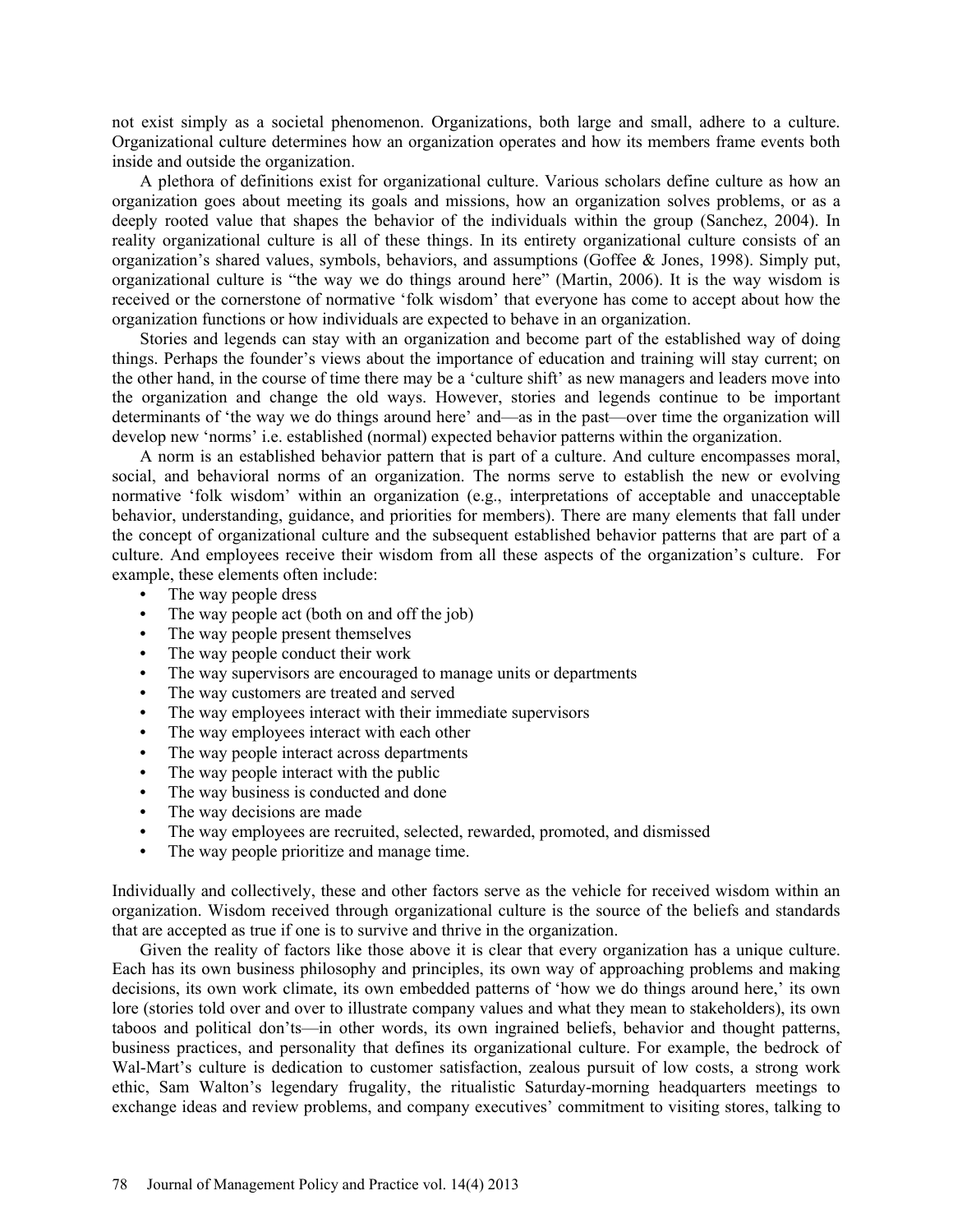not exist simply as a societal phenomenon. Organizations, both large and small, adhere to a culture. Organizational culture determines how an organization operates and how its members frame events both inside and outside the organization.

A plethora of definitions exist for organizational culture. Various scholars define culture as how an organization goes about meeting its goals and missions, how an organization solves problems, or as a deeply rooted value that shapes the behavior of the individuals within the group (Sanchez, 2004). In reality organizational culture is all of these things. In its entirety organizational culture consists of an organization's shared values, symbols, behaviors, and assumptions (Goffee & Jones, 1998). Simply put, organizational culture is "the way we do things around here" (Martin, 2006). It is the way wisdom is received or the cornerstone of normative 'folk wisdom' that everyone has come to accept about how the organization functions or how individuals are expected to behave in an organization.

Stories and legends can stay with an organization and become part of the established way of doing things. Perhaps the founder's views about the importance of education and training will stay current; on the other hand, in the course of time there may be a 'culture shift' as new managers and leaders move into the organization and change the old ways. However, stories and legends continue to be important determinants of 'the way we do things around here' and—as in the past—over time the organization will develop new 'norms' i.e. established (normal) expected behavior patterns within the organization.

A norm is an established behavior pattern that is part of a culture. And culture encompasses moral, social, and behavioral norms of an organization. The norms serve to establish the new or evolving normative 'folk wisdom' within an organization (e.g., interpretations of acceptable and unacceptable behavior, understanding, guidance, and priorities for members). There are many elements that fall under the concept of organizational culture and the subsequent established behavior patterns that are part of a culture. And employees receive their wisdom from all these aspects of the organization's culture. For example, these elements often include:

- The way people dress
- The way people act (both on and off the job)
- The way people present themselves
- The way people conduct their work
- The way supervisors are encouraged to manage units or departments
- The way customers are treated and served
- The way employees interact with their immediate supervisors
- The way employees interact with each other
- The way people interact across departments
- The way people interact with the public
- The way business is conducted and done
- The way decisions are made
- The way employees are recruited, selected, rewarded, promoted, and dismissed
- The way people prioritize and manage time.

Individually and collectively, these and other factors serve as the vehicle for received wisdom within an organization. Wisdom received through organizational culture is the source of the beliefs and standards that are accepted as true if one is to survive and thrive in the organization.

Given the reality of factors like those above it is clear that every organization has a unique culture. Each has its own business philosophy and principles, its own way of approaching problems and making decisions, its own work climate, its own embedded patterns of 'how we do things around here,' its own lore (stories told over and over to illustrate company values and what they mean to stakeholders), its own taboos and political don'ts—in other words, its own ingrained beliefs, behavior and thought patterns, business practices, and personality that defines its organizational culture. For example, the bedrock of Wal-Mart's culture is dedication to customer satisfaction, zealous pursuit of low costs, a strong work ethic, Sam Walton's legendary frugality, the ritualistic Saturday-morning headquarters meetings to exchange ideas and review problems, and company executives' commitment to visiting stores, talking to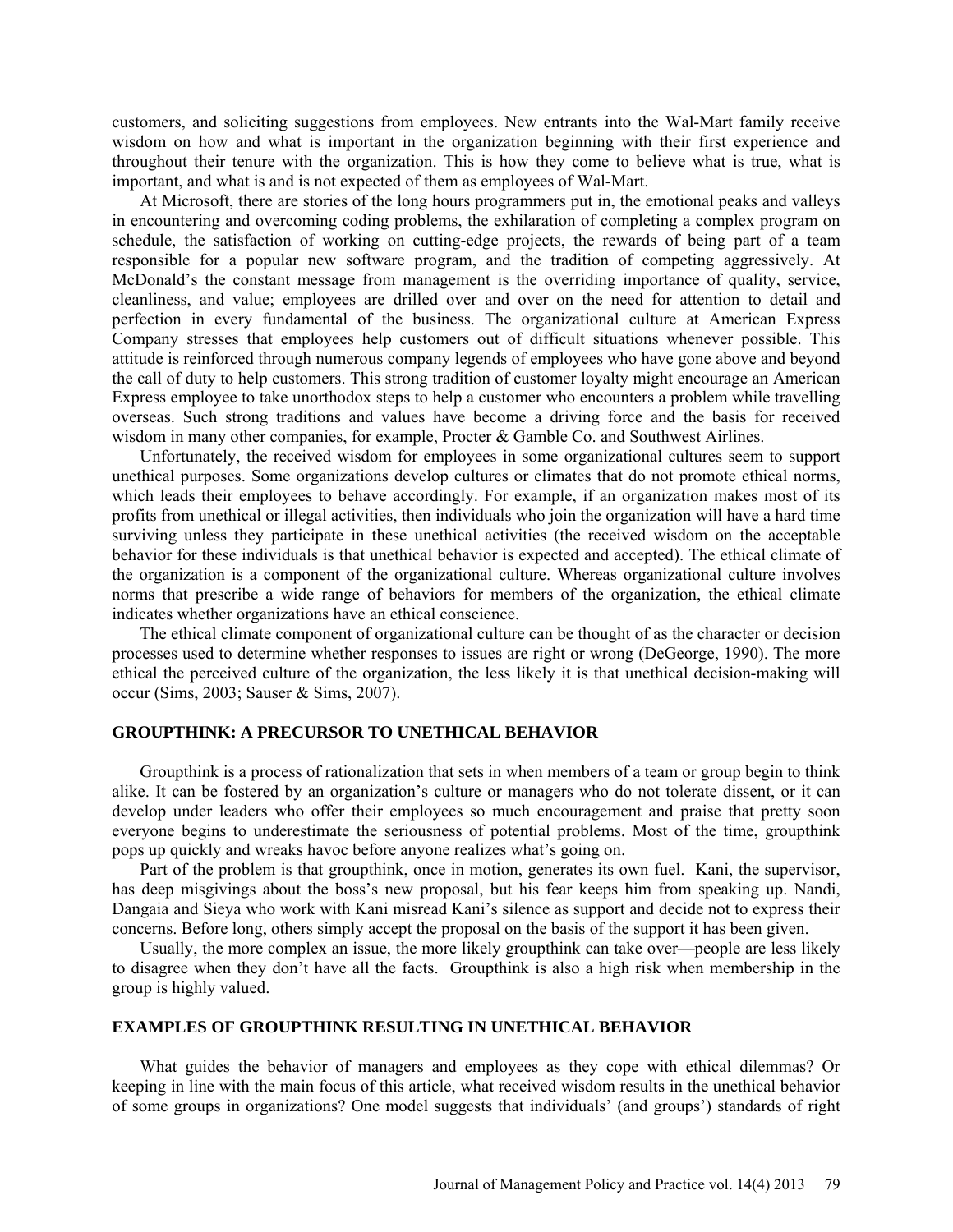customers, and soliciting suggestions from employees. New entrants into the Wal-Mart family receive wisdom on how and what is important in the organization beginning with their first experience and throughout their tenure with the organization. This is how they come to believe what is true, what is important, and what is and is not expected of them as employees of Wal-Mart.

At Microsoft, there are stories of the long hours programmers put in, the emotional peaks and valleys in encountering and overcoming coding problems, the exhilaration of completing a complex program on schedule, the satisfaction of working on cutting-edge projects, the rewards of being part of a team responsible for a popular new software program, and the tradition of competing aggressively. At McDonald's the constant message from management is the overriding importance of quality, service, cleanliness, and value; employees are drilled over and over on the need for attention to detail and perfection in every fundamental of the business. The organizational culture at American Express Company stresses that employees help customers out of difficult situations whenever possible. This attitude is reinforced through numerous company legends of employees who have gone above and beyond the call of duty to help customers. This strong tradition of customer loyalty might encourage an American Express employee to take unorthodox steps to help a customer who encounters a problem while travelling overseas. Such strong traditions and values have become a driving force and the basis for received wisdom in many other companies, for example, Procter & Gamble Co. and Southwest Airlines.

Unfortunately, the received wisdom for employees in some organizational cultures seem to support unethical purposes. Some organizations develop cultures or climates that do not promote ethical norms, which leads their employees to behave accordingly. For example, if an organization makes most of its profits from unethical or illegal activities, then individuals who join the organization will have a hard time surviving unless they participate in these unethical activities (the received wisdom on the acceptable behavior for these individuals is that unethical behavior is expected and accepted). The ethical climate of the organization is a component of the organizational culture. Whereas organizational culture involves norms that prescribe a wide range of behaviors for members of the organization, the ethical climate indicates whether organizations have an ethical conscience.

The ethical climate component of organizational culture can be thought of as the character or decision processes used to determine whether responses to issues are right or wrong (DeGeorge, 1990). The more ethical the perceived culture of the organization, the less likely it is that unethical decision-making will occur (Sims, 2003; Sauser & Sims, 2007).

## GROUPTHINK: A PRECURSOR TO UNETHICAL BEHAVIOR

Groupthink is a process of rationalization that sets in when members of a team or group begin to think alike. It can be fostered by an organization's culture or managers who do not tolerate dissent, or it can develop under leaders who offer their employees so much encouragement and praise that pretty soon everyone begins to underestimate the seriousness of potential problems. Most of the time, groupthink pops up quickly and wreaks havoc before anyone realizes what's going on.

Part of the problem is that groupthink, once in motion, generates its own fuel. Kani, the supervisor, has deep misgivings about the boss's new proposal, but his fear keeps him from speaking up. Nandi, Dangaia and Sieya who work with Kani misread Kani's silence as support and decide not to express their concerns. Before long, others simply accept the proposal on the basis of the support it has been given.

Usually, the more complex an issue, the more likely groupthink can take over—people are less likely to disagree when they don't have all the facts. Groupthink is also a high risk when membership in the group is highly valued.

## EXAMPLES OF GROUPTHINK RESULTING IN UNETHICAL BEHAVIOR

What guides the behavior of managers and employees as they cope with ethical dilemmas? Or keeping in line with the main focus of this article, what received wisdom results in the unethical behavior of some groups in organizations? One model suggests that individuals' (and groups') standards of right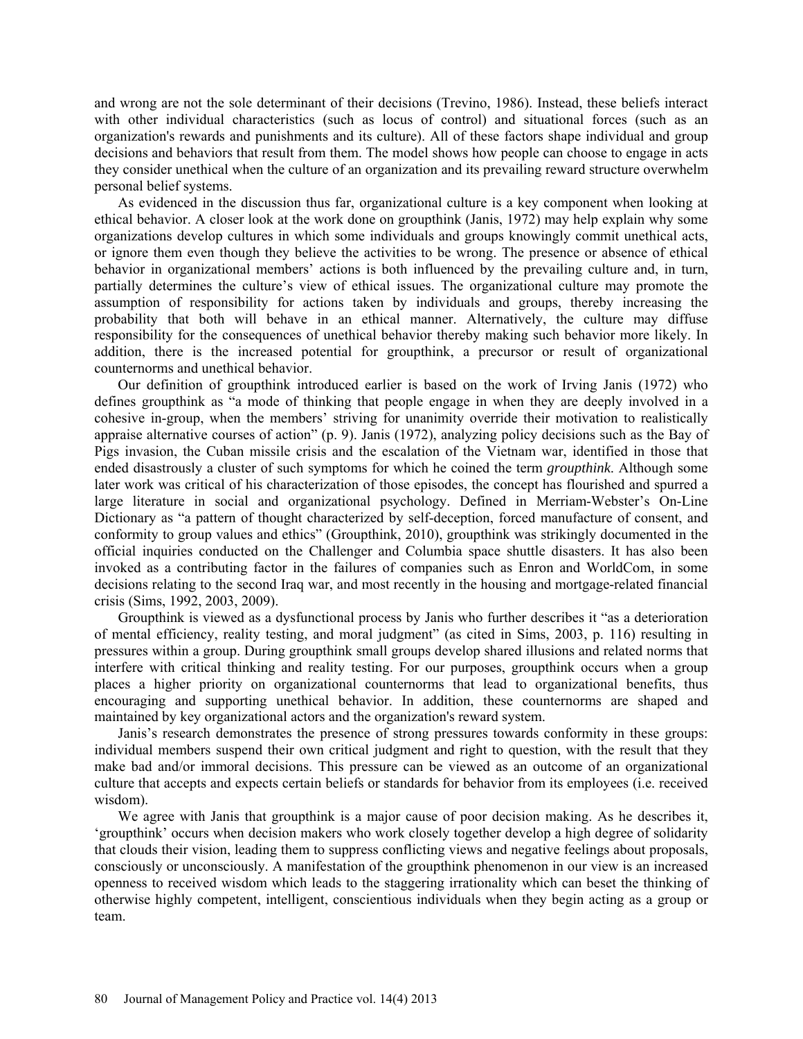and wrong are not the sole determinant of their decisions (Trevino, 1986). Instead, these beliefs interact with other individual characteristics (such as locus of control) and situational forces (such as an organization's rewards and punishments and its culture). All of these factors shape individual and group decisions and behaviors that result from them. The model shows how people can choose to engage in acts they consider unethical when the culture of an organization and its prevailing reward structure overwhelm personal belief systems.

As evidenced in the discussion thus far, organizational culture is a key component when looking at ethical behavior. A closer look at the work done on groupthink (Janis, 1972) may help explain why some organizations develop cultures in which some individuals and groups knowingly commit unethical acts, or ignore them even though they believe the activities to be wrong. The presence or absence of ethical behavior in organizational members' actions is both influenced by the prevailing culture and, in turn, partially determines the culture's view of ethical issues. The organizational culture may promote the assumption of responsibility for actions taken by individuals and groups, thereby increasing the probability that both will behave in an ethical manner. Alternatively, the culture may diffuse responsibility for the consequences of unethical behavior thereby making such behavior more likely. In addition, there is the increased potential for groupthink, a precursor or result of organizational counternorms and unethical behavior.

Our definition of groupthink introduced earlier is based on the work of Irving Janis (1972) who defines groupthink as "a mode of thinking that people engage in when they are deeply involved in a cohesive in-group, when the members' striving for unanimity override their motivation to realistically appraise alternative courses of action" (p. 9). Janis (1972), analyzing policy decisions such as the Bay of Pigs invasion, the Cuban missile crisis and the escalation of the Vietnam war, identified in those that ended disastrously a cluster of such symptoms for which he coined the term *groupthink*. Although some later work was critical of his characterization of those episodes, the concept has flourished and spurred a large literature in social and organizational psychology. Defined in Merriam-Webster's On-Line Dictionary as "a pattern of thought characterized by self-deception, forced manufacture of consent, and conformity to group values and ethics" (Groupthink, 2010), groupthink was strikingly documented in the official inquiries conducted on the Challenger and Columbia space shuttle disasters. It has also been invoked as a contributing factor in the failures of companies such as Enron and WorldCom, in some decisions relating to the second Iraq war, and most recently in the housing and mortgage-related financial crisis (Sims, 1992, 2003, 2009).

Groupthink is viewed as a dysfunctional process by Janis who further describes it "as a deterioration of mental efficiency, reality testing, and moral judgment" (as cited in Sims, 2003, p. 116) resulting in pressures within a group. During groupthink small groups develop shared illusions and related norms that interfere with critical thinking and reality testing. For our purposes, groupthink occurs when a group places a higher priority on organizational counternorms that lead to organizational benefits, thus encouraging and supporting unethical behavior. In addition, these counternorms are shaped and maintained by key organizational actors and the organization's reward system.

Janis's research demonstrates the presence of strong pressures towards conformity in these groups: individual members suspend their own critical judgment and right to question, with the result that they make bad and/or immoral decisions. This pressure can be viewed as an outcome of an organizational culture that accepts and expects certain beliefs or standards for behavior from its employees (i.e. received wisdom).

We agree with Janis that groupthink is a major cause of poor decision making. As he describes it, 'groupthink' occurs when decision makers who work closely together develop a high degree of solidarity that clouds their vision, leading them to suppress conflicting views and negative feelings about proposals, consciously or unconsciously. A manifestation of the groupthink phenomenon in our view is an increased openness to received wisdom which leads to the staggering irrationality which can beset the thinking of otherwise highly competent, intelligent, conscientious individuals when they begin acting as a group or team.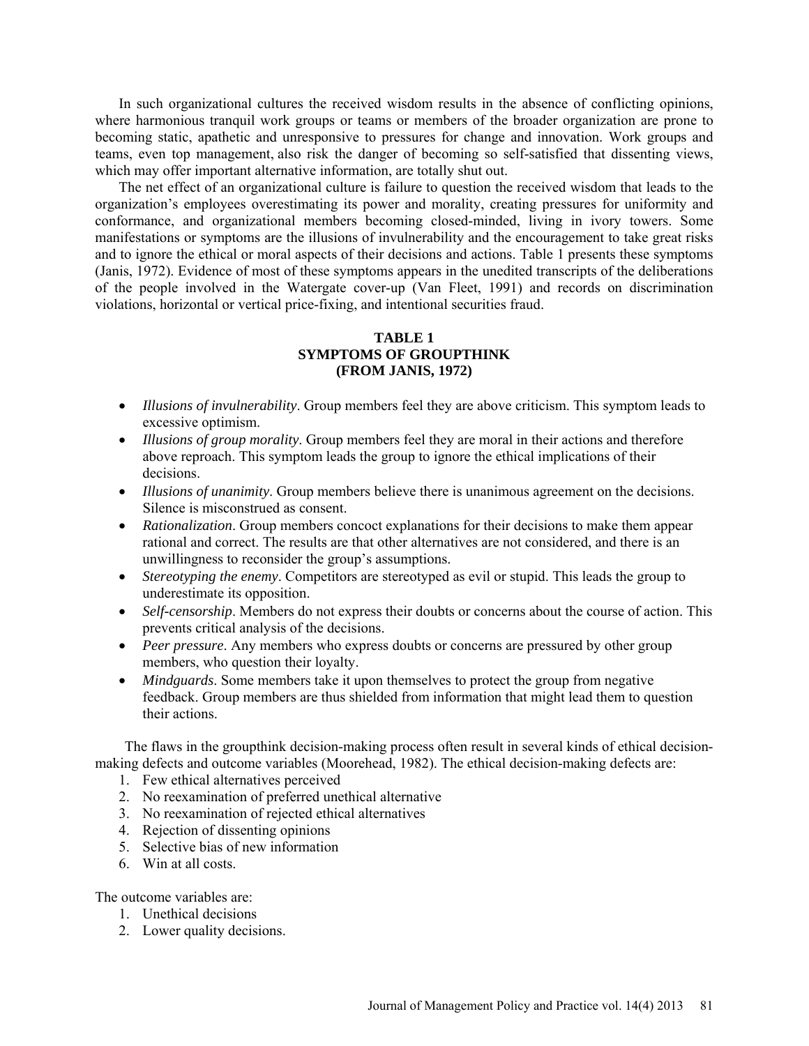In such organizational cultures the received wisdom results in the absence of conflicting opinions, where harmonious tranquil work groups or teams or members of the broader organization are prone to becoming static, apathetic and unresponsive to pressures for change and innovation. Work groups and teams, even top management, also risk the danger of becoming so self-satisfied that dissenting views, which may offer important alternative information, are totally shut out.

The net effect of an organizational culture is failure to question the received wisdom that leads to the organization's employees overestimating its power and morality, creating pressures for uniformity and conformance, and organizational members becoming closed-minded, living in ivory towers. Some manifestations or symptoms are the illusions of invulnerability and the encouragement to take great risks and to ignore the ethical or moral aspects of their decisions and actions. Table 1 presents these symptoms (Janis, 1972). Evidence of most of these symptoms appears in the unedited transcripts of the deliberations of the people involved in the Watergate cover-up (Van Fleet, 1991) and records on discrimination violations, horizontal or vertical price-fixing, and intentional securities fraud.

**TABLE 1**
**SYMPTOMS OF GROUPTHINK**
**(FROM JANIS, 1972)**

- *Illusions of invulnerability*. Group members feel they are above criticism. This symptom leads to excessive optimism.
- *Illusions of group morality*. Group members feel they are moral in their actions and therefore above reproach. This symptom leads the group to ignore the ethical implications of their decisions.
- *Illusions of unanimity*. Group members believe there is unanimous agreement on the decisions. Silence is misconstrued as consent.
- *Rationalization*. Group members concoct explanations for their decisions to make them appear rational and correct. The results are that other alternatives are not considered, and there is an unwillingness to reconsider the group's assumptions.
- *Stereotyping the enemy*. Competitors are stereotyped as evil or stupid. This leads the group to underestimate its opposition.
- *Self-censorship*. Members do not express their doubts or concerns about the course of action. This prevents critical analysis of the decisions.
- *Peer pressure*. Any members who express doubts or concerns are pressured by other group members, who question their loyalty.
- *Mindguards*. Some members take it upon themselves to protect the group from negative feedback. Group members are thus shielded from information that might lead them to question their actions.

The flaws in the groupthink decision-making process often result in several kinds of ethical decision-making defects and outcome variables (Moorehead, 1982). The ethical decision-making defects are:

1. Few ethical alternatives perceived
2. No reexamination of preferred unethical alternative
3. No reexamination of rejected ethical alternatives
4. Rejection of dissenting opinions
5. Selective bias of new information
6. Win at all costs.

The outcome variables are:

1. Unethical decisions
2. Lower quality decisions.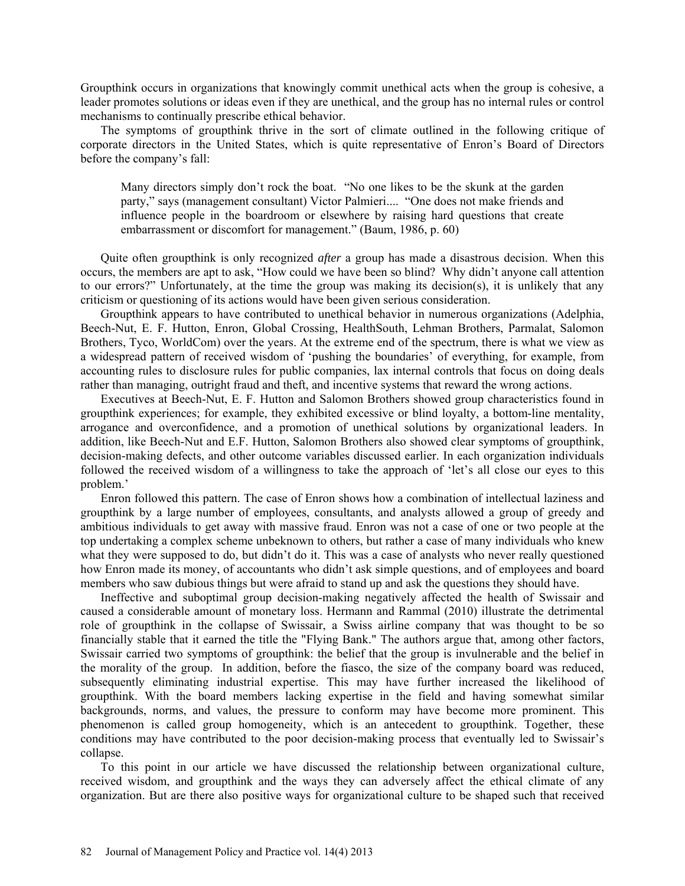Groupthink occurs in organizations that knowingly commit unethical acts when the group is cohesive, a leader promotes solutions or ideas even if they are unethical, and the group has no internal rules or control mechanisms to continually prescribe ethical behavior.

The symptoms of groupthink thrive in the sort of climate outlined in the following critique of corporate directors in the United States, which is quite representative of Enron's Board of Directors before the company's fall:

> Many directors simply don't rock the boat. "No one likes to be the skunk at the garden party," says (management consultant) Victor Palmieri.... "One does not make friends and influence people in the boardroom or elsewhere by raising hard questions that create embarrassment or discomfort for management." (Baum, 1986, p. 60)

Quite often groupthink is only recognized *after* a group has made a disastrous decision. When this occurs, the members are apt to ask, "How could we have been so blind? Why didn't anyone call attention to our errors?" Unfortunately, at the time the group was making its decision(s), it is unlikely that any criticism or questioning of its actions would have been given serious consideration.

Groupthink appears to have contributed to unethical behavior in numerous organizations (Adelphia, Beech-Nut, E. F. Hutton, Enron, Global Crossing, HealthSouth, Lehman Brothers, Parmalat, Salomon Brothers, Tyco, WorldCom) over the years. At the extreme end of the spectrum, there is what we view as a widespread pattern of received wisdom of 'pushing the boundaries' of everything, for example, from accounting rules to disclosure rules for public companies, lax internal controls that focus on doing deals rather than managing, outright fraud and theft, and incentive systems that reward the wrong actions.

Executives at Beech-Nut, E. F. Hutton and Salomon Brothers showed group characteristics found in groupthink experiences; for example, they exhibited excessive or blind loyalty, a bottom-line mentality, arrogance and overconfidence, and a promotion of unethical solutions by organizational leaders. In addition, like Beech-Nut and E.F. Hutton, Salomon Brothers also showed clear symptoms of groupthink, decision-making defects, and other outcome variables discussed earlier. In each organization individuals followed the received wisdom of a willingness to take the approach of 'let's all close our eyes to this problem.'

Enron followed this pattern. The case of Enron shows how a combination of intellectual laziness and groupthink by a large number of employees, consultants, and analysts allowed a group of greedy and ambitious individuals to get away with massive fraud. Enron was not a case of one or two people at the top undertaking a complex scheme unbeknown to others, but rather a case of many individuals who knew what they were supposed to do, but didn't do it. This was a case of analysts who never really questioned how Enron made its money, of accountants who didn't ask simple questions, and of employees and board members who saw dubious things but were afraid to stand up and ask the questions they should have.

Ineffective and suboptimal group decision-making negatively affected the health of Swissair and caused a considerable amount of monetary loss. Hermann and Rammal (2010) illustrate the detrimental role of groupthink in the collapse of Swissair, a Swiss airline company that was thought to be so financially stable that it earned the title the "Flying Bank." The authors argue that, among other factors, Swissair carried two symptoms of groupthink: the belief that the group is invulnerable and the belief in the morality of the group. In addition, before the fiasco, the size of the company board was reduced, subsequently eliminating industrial expertise. This may have further increased the likelihood of groupthink. With the board members lacking expertise in the field and having somewhat similar backgrounds, norms, and values, the pressure to conform may have become more prominent. This phenomenon is called group homogeneity, which is an antecedent to groupthink. Together, these conditions may have contributed to the poor decision-making process that eventually led to Swissair's collapse.

To this point in our article we have discussed the relationship between organizational culture, received wisdom, and groupthink and the ways they can adversely affect the ethical climate of any organization. But are there also positive ways for organizational culture to be shaped such that received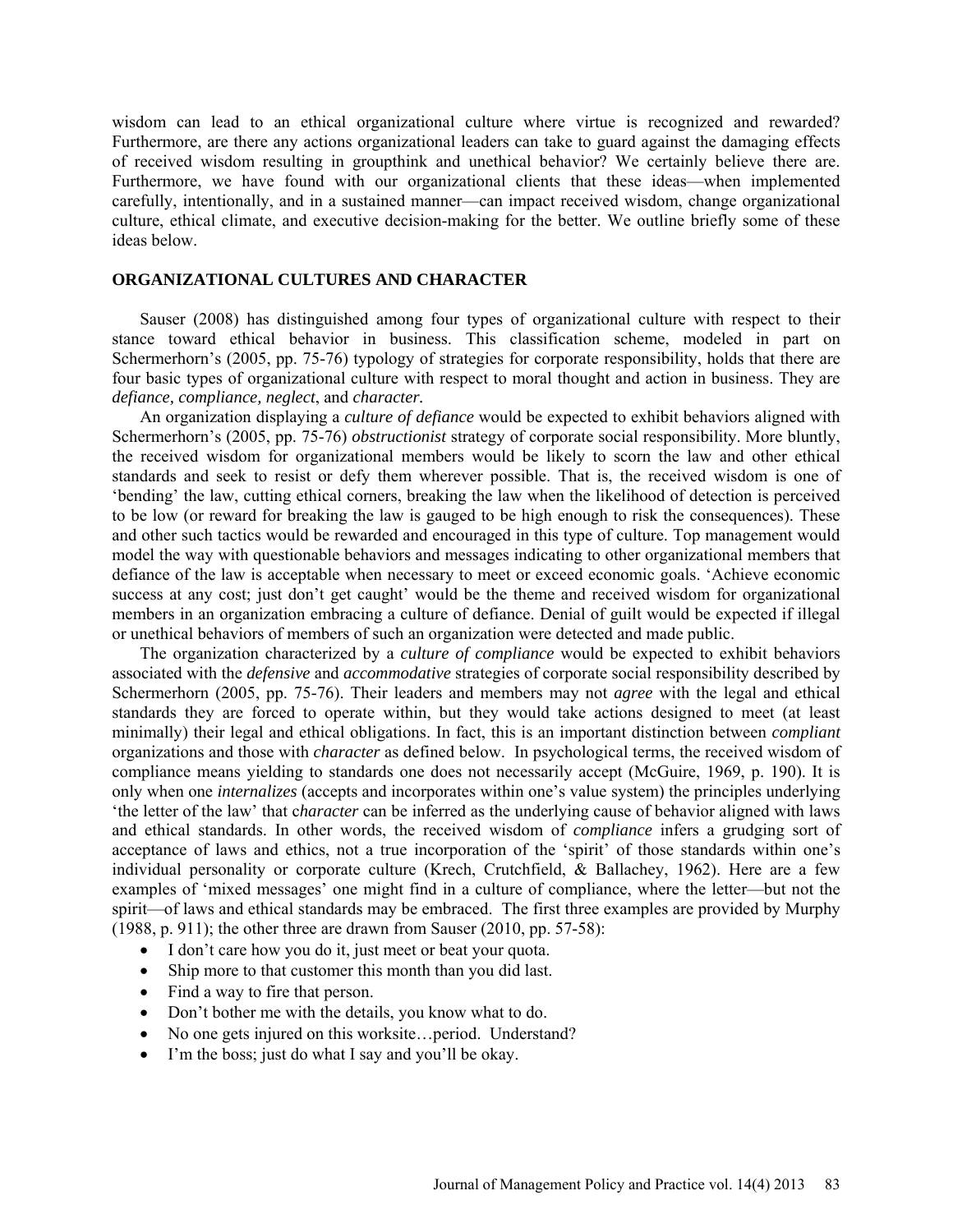wisdom can lead to an ethical organizational culture where virtue is recognized and rewarded? Furthermore, are there any actions organizational leaders can take to guard against the damaging effects of received wisdom resulting in groupthink and unethical behavior? We certainly believe there are. Furthermore, we have found with our organizational clients that these ideas—when implemented carefully, intentionally, and in a sustained manner—can impact received wisdom, change organizational culture, ethical climate, and executive decision-making for the better. We outline briefly some of these ideas below.

## ORGANIZATIONAL CULTURES AND CHARACTER

Sauser (2008) has distinguished among four types of organizational culture with respect to their stance toward ethical behavior in business. This classification scheme, modeled in part on Schermerhorn's (2005, pp. 75-76) typology of strategies for corporate responsibility, holds that there are four basic types of organizational culture with respect to moral thought and action in business. They are *defiance, compliance, neglect*, and *character.*

An organization displaying a *culture of defiance* would be expected to exhibit behaviors aligned with Schermerhorn's (2005, pp. 75-76) *obstructionist* strategy of corporate social responsibility. More bluntly, the received wisdom for organizational members would be likely to scorn the law and other ethical standards and seek to resist or defy them wherever possible. That is, the received wisdom is one of 'bending' the law, cutting ethical corners, breaking the law when the likelihood of detection is perceived to be low (or reward for breaking the law is gauged to be high enough to risk the consequences). These and other such tactics would be rewarded and encouraged in this type of culture. Top management would model the way with questionable behaviors and messages indicating to other organizational members that defiance of the law is acceptable when necessary to meet or exceed economic goals. 'Achieve economic success at any cost; just don't get caught' would be the theme and received wisdom for organizational members in an organization embracing a culture of defiance. Denial of guilt would be expected if illegal or unethical behaviors of members of such an organization were detected and made public.

The organization characterized by a *culture of compliance* would be expected to exhibit behaviors associated with the *defensive* and *accommodative* strategies of corporate social responsibility described by Schermerhorn (2005, pp. 75-76). Their leaders and members may not *agree* with the legal and ethical standards they are forced to operate within, but they would take actions designed to meet (at least minimally) their legal and ethical obligations. In fact, this is an important distinction between *compliant* organizations and those with *character* as defined below. In psychological terms, the received wisdom of compliance means yielding to standards one does not necessarily accept (McGuire, 1969, p. 190). It is only when one *internalizes* (accepts and incorporates within one's value system) the principles underlying 'the letter of the law' that *character* can be inferred as the underlying cause of behavior aligned with laws and ethical standards. In other words, the received wisdom of *compliance* infers a grudging sort of acceptance of laws and ethics, not a true incorporation of the 'spirit' of those standards within one's individual personality or corporate culture (Krech, Crutchfield, & Ballachey, 1962). Here are a few examples of 'mixed messages' one might find in a culture of compliance, where the letter—but not the spirit—of laws and ethical standards may be embraced. The first three examples are provided by Murphy (1988, p. 911); the other three are drawn from Sauser (2010, pp. 57-58):

- I don't care how you do it, just meet or beat your quota.
- Ship more to that customer this month than you did last.
- Find a way to fire that person.
- Don't bother me with the details, you know what to do.
- No one gets injured on this worksite…period. Understand?
- I'm the boss; just do what I say and you'll be okay.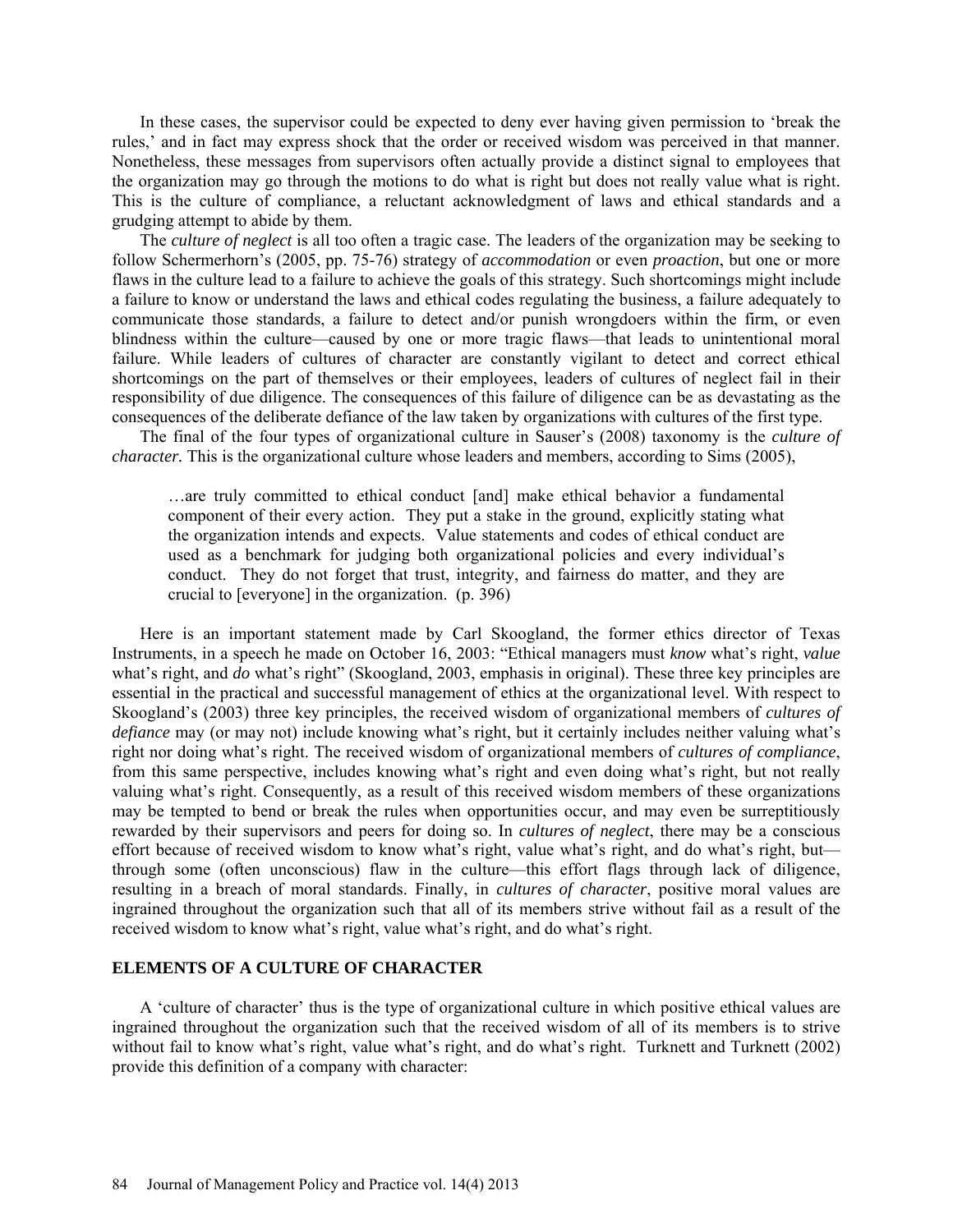In these cases, the supervisor could be expected to deny ever having given permission to 'break the rules,' and in fact may express shock that the order or received wisdom was perceived in that manner. Nonetheless, these messages from supervisors often actually provide a distinct signal to employees that the organization may go through the motions to do what is right but does not really value what is right. This is the culture of compliance, a reluctant acknowledgment of laws and ethical standards and a grudging attempt to abide by them.

The *culture of neglect* is all too often a tragic case. The leaders of the organization may be seeking to follow Schermerhorn's (2005, pp. 75-76) strategy of *accommodation* or even *proaction*, but one or more flaws in the culture lead to a failure to achieve the goals of this strategy. Such shortcomings might include a failure to know or understand the laws and ethical codes regulating the business, a failure adequately to communicate those standards, a failure to detect and/or punish wrongdoers within the firm, or even blindness within the culture—caused by one or more tragic flaws—that leads to unintentional moral failure. While leaders of cultures of character are constantly vigilant to detect and correct ethical shortcomings on the part of themselves or their employees, leaders of cultures of neglect fail in their responsibility of due diligence. The consequences of this failure of diligence can be as devastating as the consequences of the deliberate defiance of the law taken by organizations with cultures of the first type.

The final of the four types of organizational culture in Sauser's (2008) taxonomy is the *culture of character*. This is the organizational culture whose leaders and members, according to Sims (2005),

> …are truly committed to ethical conduct [and] make ethical behavior a fundamental component of their every action. They put a stake in the ground, explicitly stating what the organization intends and expects. Value statements and codes of ethical conduct are used as a benchmark for judging both organizational policies and every individual's conduct. They do not forget that trust, integrity, and fairness do matter, and they are crucial to [everyone] in the organization. (p. 396)

Here is an important statement made by Carl Skoogland, the former ethics director of Texas Instruments, in a speech he made on October 16, 2003: "Ethical managers must *know* what's right, *value* what's right, and *do* what's right" (Skoogland, 2003, emphasis in original). These three key principles are essential in the practical and successful management of ethics at the organizational level. With respect to Skoogland's (2003) three key principles, the received wisdom of organizational members of *cultures of defiance* may (or may not) include knowing what's right, but it certainly includes neither valuing what's right nor doing what's right. The received wisdom of organizational members of *cultures of compliance*, from this same perspective, includes knowing what's right and even doing what's right, but not really valuing what's right. Consequently, as a result of this received wisdom members of these organizations may be tempted to bend or break the rules when opportunities occur, and may even be surreptitiously rewarded by their supervisors and peers for doing so. In *cultures of neglect*, there may be a conscious effort because of received wisdom to know what's right, value what's right, and do what's right, but—through some (often unconscious) flaw in the culture—this effort flags through lack of diligence, resulting in a breach of moral standards. Finally, in *cultures of character*, positive moral values are ingrained throughout the organization such that all of its members strive without fail as a result of the received wisdom to know what's right, value what's right, and do what's right.

## ELEMENTS OF A CULTURE OF CHARACTER

A 'culture of character' thus is the type of organizational culture in which positive ethical values are ingrained throughout the organization such that the received wisdom of all of its members is to strive without fail to know what's right, value what's right, and do what's right. Turknett and Turknett (2002) provide this definition of a company with character: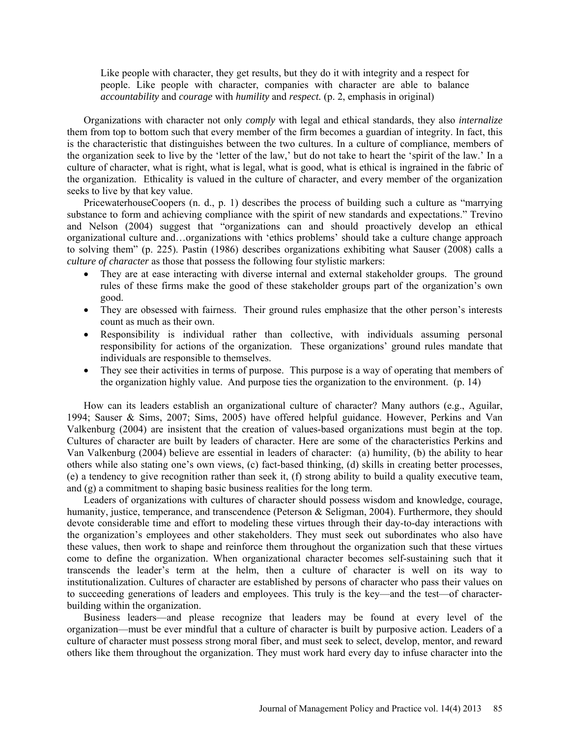> Like people with character, they get results, but they do it with integrity and a respect for people. Like people with character, companies with character are able to balance *accountability* and *courage* with *humility* and *respect.* (p. 2, emphasis in original)

Organizations with character not only *comply* with legal and ethical standards, they also *internalize* them from top to bottom such that every member of the firm becomes a guardian of integrity. In fact, this is the characteristic that distinguishes between the two cultures. In a culture of compliance, members of the organization seek to live by the 'letter of the law,' but do not take to heart the 'spirit of the law.' In a culture of character, what is right, what is legal, what is good, what is ethical is ingrained in the fabric of the organization. Ethicality is valued in the culture of character, and every member of the organization seeks to live by that key value.

PricewaterhouseCoopers (n. d., p. 1) describes the process of building such a culture as "marrying substance to form and achieving compliance with the spirit of new standards and expectations." Trevino and Nelson (2004) suggest that "organizations can and should proactively develop an ethical organizational culture and…organizations with 'ethics problems' should take a culture change approach to solving them" (p. 225). Pastin (1986) describes organizations exhibiting what Sauser (2008) calls a *culture of character* as those that possess the following four stylistic markers:

- They are at ease interacting with diverse internal and external stakeholder groups. The ground rules of these firms make the good of these stakeholder groups part of the organization's own good.
- They are obsessed with fairness. Their ground rules emphasize that the other person's interests count as much as their own.
- Responsibility is individual rather than collective, with individuals assuming personal responsibility for actions of the organization. These organizations' ground rules mandate that individuals are responsible to themselves.
- They see their activities in terms of purpose. This purpose is a way of operating that members of the organization highly value. And purpose ties the organization to the environment. (p. 14)

How can its leaders establish an organizational culture of character? Many authors (e.g., Aguilar, 1994; Sauser & Sims, 2007; Sims, 2005) have offered helpful guidance. However, Perkins and Van Valkenburg (2004) are insistent that the creation of values-based organizations must begin at the top. Cultures of character are built by leaders of character. Here are some of the characteristics Perkins and Van Valkenburg (2004) believe are essential in leaders of character: (a) humility, (b) the ability to hear others while also stating one's own views, (c) fact-based thinking, (d) skills in creating better processes, (e) a tendency to give recognition rather than seek it, (f) strong ability to build a quality executive team, and (g) a commitment to shaping basic business realities for the long term.

Leaders of organizations with cultures of character should possess wisdom and knowledge, courage, humanity, justice, temperance, and transcendence (Peterson & Seligman, 2004). Furthermore, they should devote considerable time and effort to modeling these virtues through their day-to-day interactions with the organization's employees and other stakeholders. They must seek out subordinates who also have these values, then work to shape and reinforce them throughout the organization such that these virtues come to define the organization. When organizational character becomes self-sustaining such that it transcends the leader's term at the helm, then a culture of character is well on its way to institutionalization. Cultures of character are established by persons of character who pass their values on to succeeding generations of leaders and employees. This truly is the key—and the test—of character-building within the organization.

Business leaders—and please recognize that leaders may be found at every level of the organization—must be ever mindful that a culture of character is built by purposive action. Leaders of a culture of character must possess strong moral fiber, and must seek to select, develop, mentor, and reward others like them throughout the organization. They must work hard every day to infuse character into the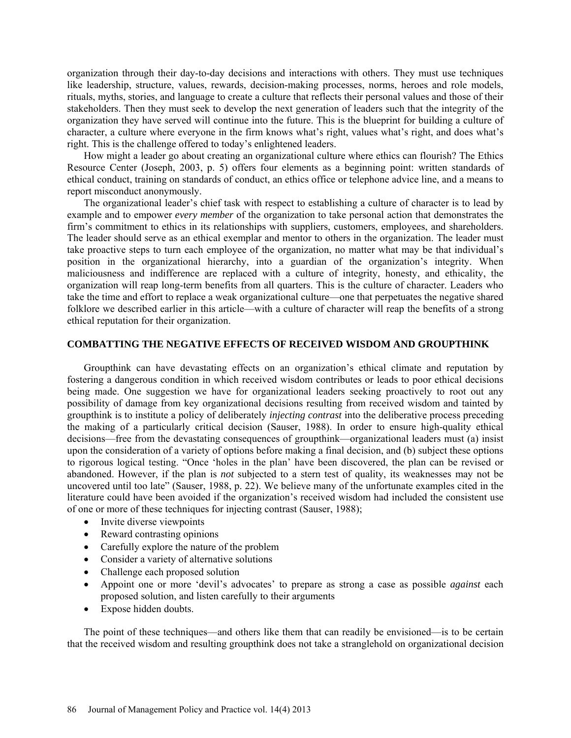organization through their day-to-day decisions and interactions with others. They must use techniques like leadership, structure, values, rewards, decision-making processes, norms, heroes and role models, rituals, myths, stories, and language to create a culture that reflects their personal values and those of their stakeholders. Then they must seek to develop the next generation of leaders such that the integrity of the organization they have served will continue into the future. This is the blueprint for building a culture of character, a culture where everyone in the firm knows what's right, values what's right, and does what's right. This is the challenge offered to today's enlightened leaders.

How might a leader go about creating an organizational culture where ethics can flourish? The Ethics Resource Center (Joseph, 2003, p. 5) offers four elements as a beginning point: written standards of ethical conduct, training on standards of conduct, an ethics office or telephone advice line, and a means to report misconduct anonymously.

The organizational leader's chief task with respect to establishing a culture of character is to lead by example and to empower *every member* of the organization to take personal action that demonstrates the firm's commitment to ethics in its relationships with suppliers, customers, employees, and shareholders. The leader should serve as an ethical exemplar and mentor to others in the organization. The leader must take proactive steps to turn each employee of the organization, no matter what may be that individual's position in the organizational hierarchy, into a guardian of the organization's integrity. When maliciousness and indifference are replaced with a culture of integrity, honesty, and ethicality, the organization will reap long-term benefits from all quarters. This is the culture of character. Leaders who take the time and effort to replace a weak organizational culture—one that perpetuates the negative shared folklore we described earlier in this article—with a culture of character will reap the benefits of a strong ethical reputation for their organization.

## COMBATTING THE NEGATIVE EFFECTS OF RECEIVED WISDOM AND GROUPTHINK

Groupthink can have devastating effects on an organization's ethical climate and reputation by fostering a dangerous condition in which received wisdom contributes or leads to poor ethical decisions being made. One suggestion we have for organizational leaders seeking proactively to root out any possibility of damage from key organizational decisions resulting from received wisdom and tainted by groupthink is to institute a policy of deliberately *injecting contrast* into the deliberative process preceding the making of a particularly critical decision (Sauser, 1988). In order to ensure high-quality ethical decisions—free from the devastating consequences of groupthink—organizational leaders must (a) insist upon the consideration of a variety of options before making a final decision, and (b) subject these options to rigorous logical testing. "Once 'holes in the plan' have been discovered, the plan can be revised or abandoned. However, if the plan is *not* subjected to a stern test of quality, its weaknesses may not be uncovered until too late" (Sauser, 1988, p. 22). We believe many of the unfortunate examples cited in the literature could have been avoided if the organization's received wisdom had included the consistent use of one or more of these techniques for injecting contrast (Sauser, 1988);

- Invite diverse viewpoints
- Reward contrasting opinions
- Carefully explore the nature of the problem
- Consider a variety of alternative solutions
- Challenge each proposed solution
- Appoint one or more 'devil's advocates' to prepare as strong a case as possible *against* each proposed solution, and listen carefully to their arguments
- Expose hidden doubts.

The point of these techniques—and others like them that can readily be envisioned—is to be certain that the received wisdom and resulting groupthink does not take a stranglehold on organizational decision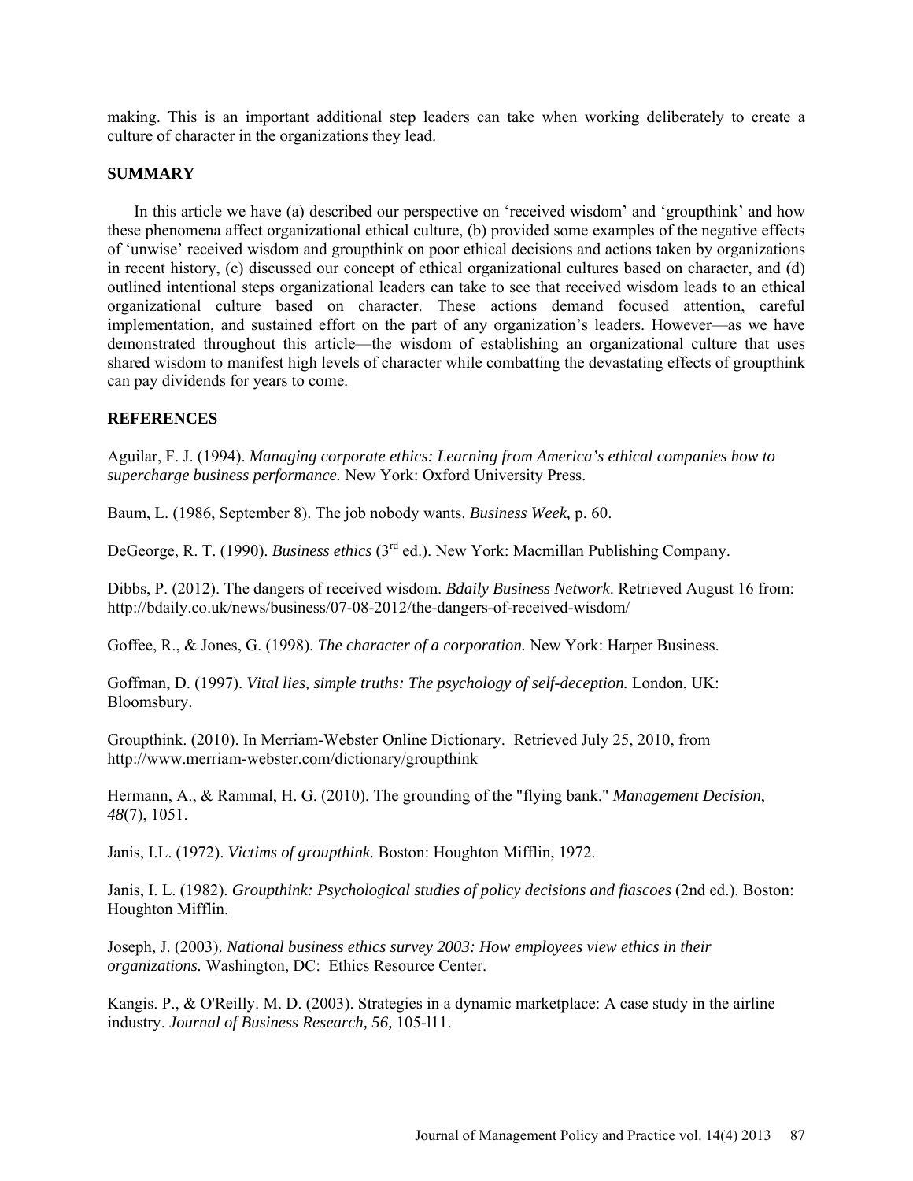making. This is an important additional step leaders can take when working deliberately to create a culture of character in the organizations they lead.

## SUMMARY

In this article we have (a) described our perspective on 'received wisdom' and 'groupthink' and how these phenomena affect organizational ethical culture, (b) provided some examples of the negative effects of 'unwise' received wisdom and groupthink on poor ethical decisions and actions taken by organizations in recent history, (c) discussed our concept of ethical organizational cultures based on character, and (d) outlined intentional steps organizational leaders can take to see that received wisdom leads to an ethical organizational culture based on character. These actions demand focused attention, careful implementation, and sustained effort on the part of any organization's leaders. However—as we have demonstrated throughout this article—the wisdom of establishing an organizational culture that uses shared wisdom to manifest high levels of character while combatting the devastating effects of groupthink can pay dividends for years to come.

## REFERENCES

Aguilar, F. J. (1994). *Managing corporate ethics: Learning from America's ethical companies how to supercharge business performance.* New York: Oxford University Press.

Baum, L. (1986, September 8). The job nobody wants. *Business Week,* p. 60.

DeGeorge, R. T. (1990). *Business ethics* (3rd ed.). New York: Macmillan Publishing Company.

Dibbs, P. (2012). The dangers of received wisdom. *Bdaily Business Network*. Retrieved August 16 from: http://bdaily.co.uk/news/business/07-08-2012/the-dangers-of-received-wisdom/

Goffee, R., & Jones, G. (1998). *The character of a corporation.* New York: Harper Business.

Goffman, D. (1997). *Vital lies, simple truths: The psychology of self-deception.* London, UK: Bloomsbury.

Groupthink. (2010). In Merriam-Webster Online Dictionary. Retrieved July 25, 2010, from http://www.merriam-webster.com/dictionary/groupthink

Hermann, A., & Rammal, H. G. (2010). The grounding of the "flying bank." *Management Decision*, *48*(7), 1051.

Janis, I.L. (1972). *Victims of groupthink.* Boston: Houghton Mifflin, 1972.

Janis, I. L. (1982). *Groupthink: Psychological studies of policy decisions and fiascoes* (2nd ed.). Boston: Houghton Mifflin.

Joseph, J. (2003). *National business ethics survey 2003: How employees view ethics in their organizations.* Washington, DC: Ethics Resource Center.

Kangis. P., & O'Reilly. M. D. (2003). Strategies in a dynamic marketplace: A case study in the airline industry. *Journal of Business Research, 56,* 105-l11.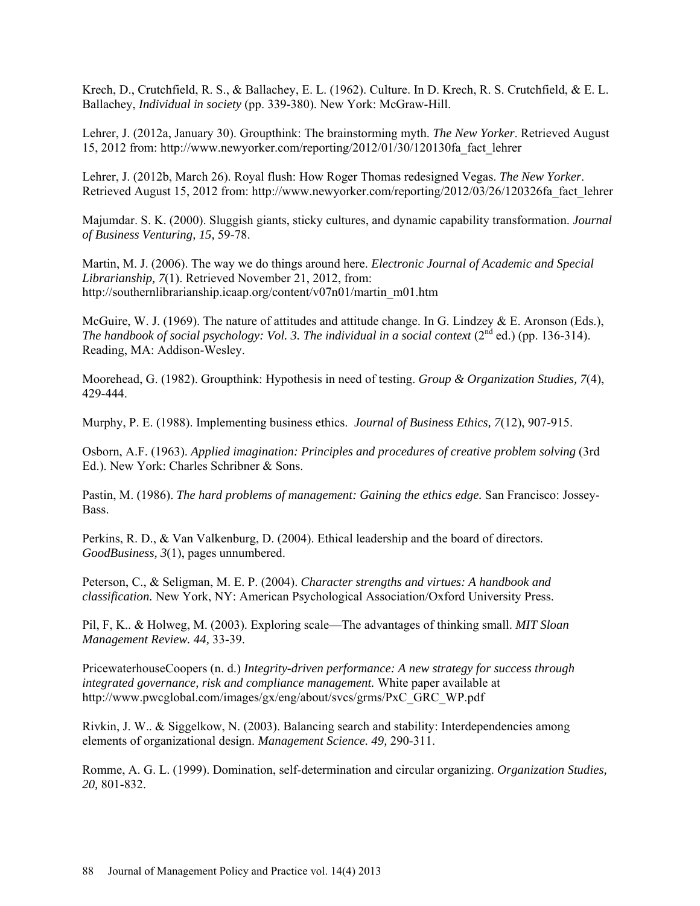Krech, D., Crutchfield, R. S., & Ballachey, E. L. (1962). Culture. In D. Krech, R. S. Crutchfield, & E. L. Ballachey, *Individual in society* (pp. 339-380). New York: McGraw-Hill.

Lehrer, J. (2012a, January 30). Groupthink: The brainstorming myth. *The New Yorker*. Retrieved August 15, 2012 from: http://www.newyorker.com/reporting/2012/01/30/120130fa_fact_lehrer

Lehrer, J. (2012b, March 26). Royal flush: How Roger Thomas redesigned Vegas. *The New Yorker*. Retrieved August 15, 2012 from: http://www.newyorker.com/reporting/2012/03/26/120326fa_fact_lehrer

Majumdar. S. K. (2000). Sluggish giants, sticky cultures, and dynamic capability transformation. *Journal of Business Venturing, 15,* 59-78.

Martin, M. J. (2006). The way we do things around here. *Electronic Journal of Academic and Special Librarianship, 7*(1). Retrieved November 21, 2012, from: http://southernlibrarianship.icaap.org/content/v07n01/martin_m01.htm

McGuire, W. J. (1969). The nature of attitudes and attitude change. In G. Lindzey & E. Aronson (Eds.), *The handbook of social psychology: Vol. 3. The individual in a social context* (2nd ed.) (pp. 136-314). Reading, MA: Addison-Wesley.

Moorehead, G. (1982). Groupthink: Hypothesis in need of testing. *Group & Organization Studies, 7*(4), 429-444.

Murphy, P. E. (1988). Implementing business ethics. *Journal of Business Ethics, 7*(12), 907-915.

Osborn, A.F. (1963). *Applied imagination: Principles and procedures of creative problem solving* (3rd Ed.). New York: Charles Schribner & Sons.

Pastin, M. (1986). *The hard problems of management: Gaining the ethics edge.* San Francisco: Jossey-Bass.

Perkins, R. D., & Van Valkenburg, D. (2004). Ethical leadership and the board of directors. *GoodBusiness, 3*(1), pages unnumbered.

Peterson, C., & Seligman, M. E. P. (2004). *Character strengths and virtues: A handbook and classification.* New York, NY: American Psychological Association/Oxford University Press.

Pil, F, K.. & Holweg, M. (2003). Exploring scale—The advantages of thinking small. *MIT Sloan Management Review. 44,* 33-39.

PricewaterhouseCoopers (n. d.) *Integrity-driven performance: A new strategy for success through integrated governance, risk and compliance management.* White paper available at http://www.pwcglobal.com/images/gx/eng/about/svcs/grms/PxC_GRC_WP.pdf

Rivkin, J. W.. & Siggelkow, N. (2003). Balancing search and stability: Interdependencies among elements of organizational design. *Management Science. 49,* 290-311.

Romme, A. G. L. (1999). Domination, self-determination and circular organizing. *Organization Studies, 20,* 801-832.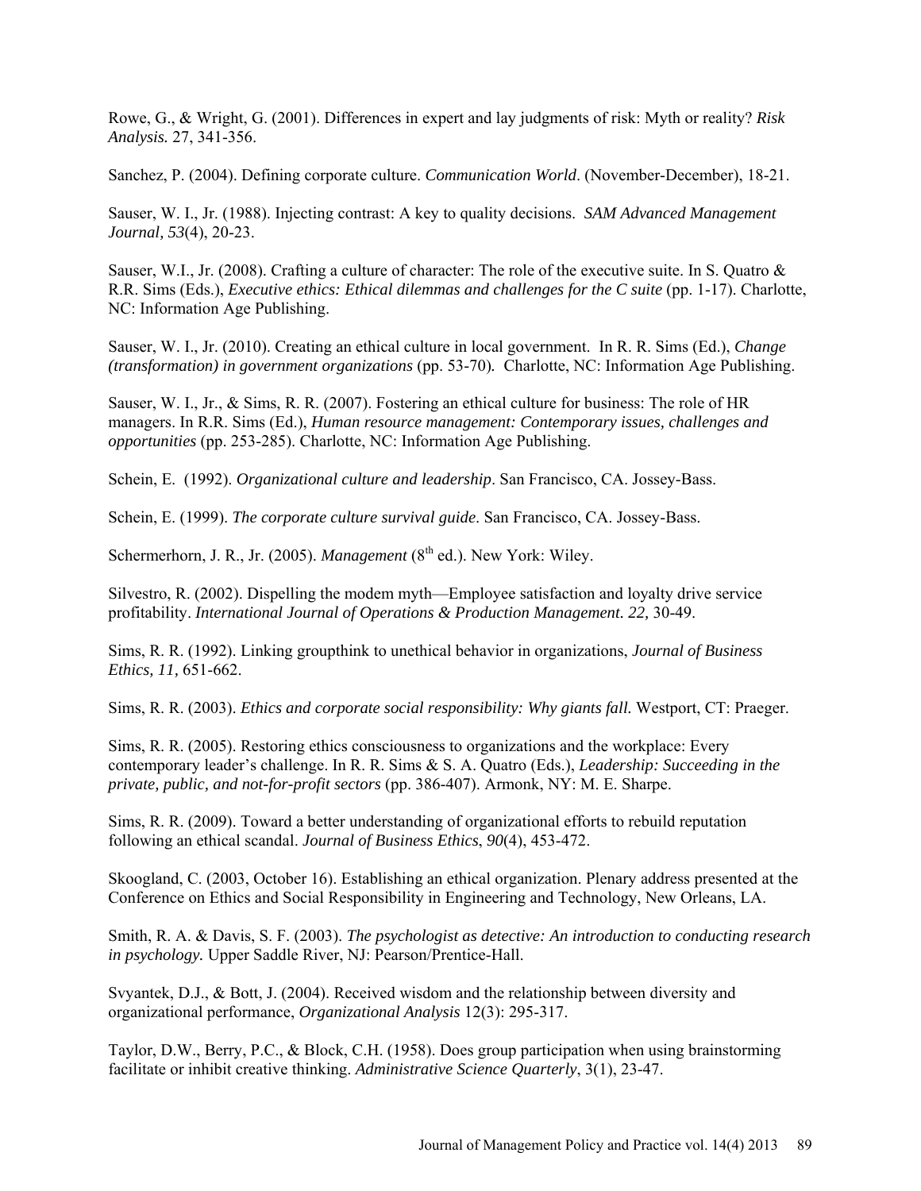Rowe, G., & Wright, G. (2001). Differences in expert and lay judgments of risk: Myth or reality? *Risk Analysis.* 27, 341-356.

Sanchez, P. (2004). Defining corporate culture. *Communication World*. (November-December), 18-21.

Sauser, W. I., Jr. (1988). Injecting contrast: A key to quality decisions. *SAM Advanced Management Journal, 53*(4), 20-23.

Sauser, W.I., Jr. (2008). Crafting a culture of character: The role of the executive suite. In S. Quatro & R.R. Sims (Eds.), *Executive ethics: Ethical dilemmas and challenges for the C suite* (pp. 1-17). Charlotte, NC: Information Age Publishing.

Sauser, W. I., Jr. (2010). Creating an ethical culture in local government. In R. R. Sims (Ed.), *Change (transformation) in government organizations* (pp. 53-70). Charlotte, NC: Information Age Publishing.

Sauser, W. I., Jr., & Sims, R. R. (2007). Fostering an ethical culture for business: The role of HR managers. In R.R. Sims (Ed.), *Human resource management: Contemporary issues, challenges and opportunities* (pp. 253-285). Charlotte, NC: Information Age Publishing.

Schein, E. (1992). *Organizational culture and leadership*. San Francisco, CA. Jossey-Bass.

Schein, E. (1999). *The corporate culture survival guide*. San Francisco, CA. Jossey-Bass.

Schermerhorn, J. R., Jr. (2005). *Management* (8th ed.). New York: Wiley.

Silvestro, R. (2002). Dispelling the modem myth—Employee satisfaction and loyalty drive service profitability. *International Journal of Operations & Production Management. 22,* 30-49.

Sims, R. R. (1992). Linking groupthink to unethical behavior in organizations, *Journal of Business Ethics, 11,* 651-662.

Sims, R. R. (2003). *Ethics and corporate social responsibility: Why giants fall.* Westport, CT: Praeger.

Sims, R. R. (2005). Restoring ethics consciousness to organizations and the workplace: Every contemporary leader's challenge. In R. R. Sims & S. A. Quatro (Eds.), *Leadership: Succeeding in the private, public, and not-for-profit sectors* (pp. 386-407). Armonk, NY: M. E. Sharpe.

Sims, R. R. (2009). Toward a better understanding of organizational efforts to rebuild reputation following an ethical scandal. *Journal of Business Ethics*, *90*(4), 453-472.

Skoogland, C. (2003, October 16). Establishing an ethical organization. Plenary address presented at the Conference on Ethics and Social Responsibility in Engineering and Technology, New Orleans, LA.

Smith, R. A. & Davis, S. F. (2003). *The psychologist as detective: An introduction to conducting research in psychology.* Upper Saddle River, NJ: Pearson/Prentice-Hall.

Svyantek, D.J., & Bott, J. (2004). Received wisdom and the relationship between diversity and organizational performance, *Organizational Analysis* 12(3): 295-317.

Taylor, D.W., Berry, P.C., & Block, C.H. (1958). Does group participation when using brainstorming facilitate or inhibit creative thinking. *Administrative Science Quarterly*, 3(1), 23-47.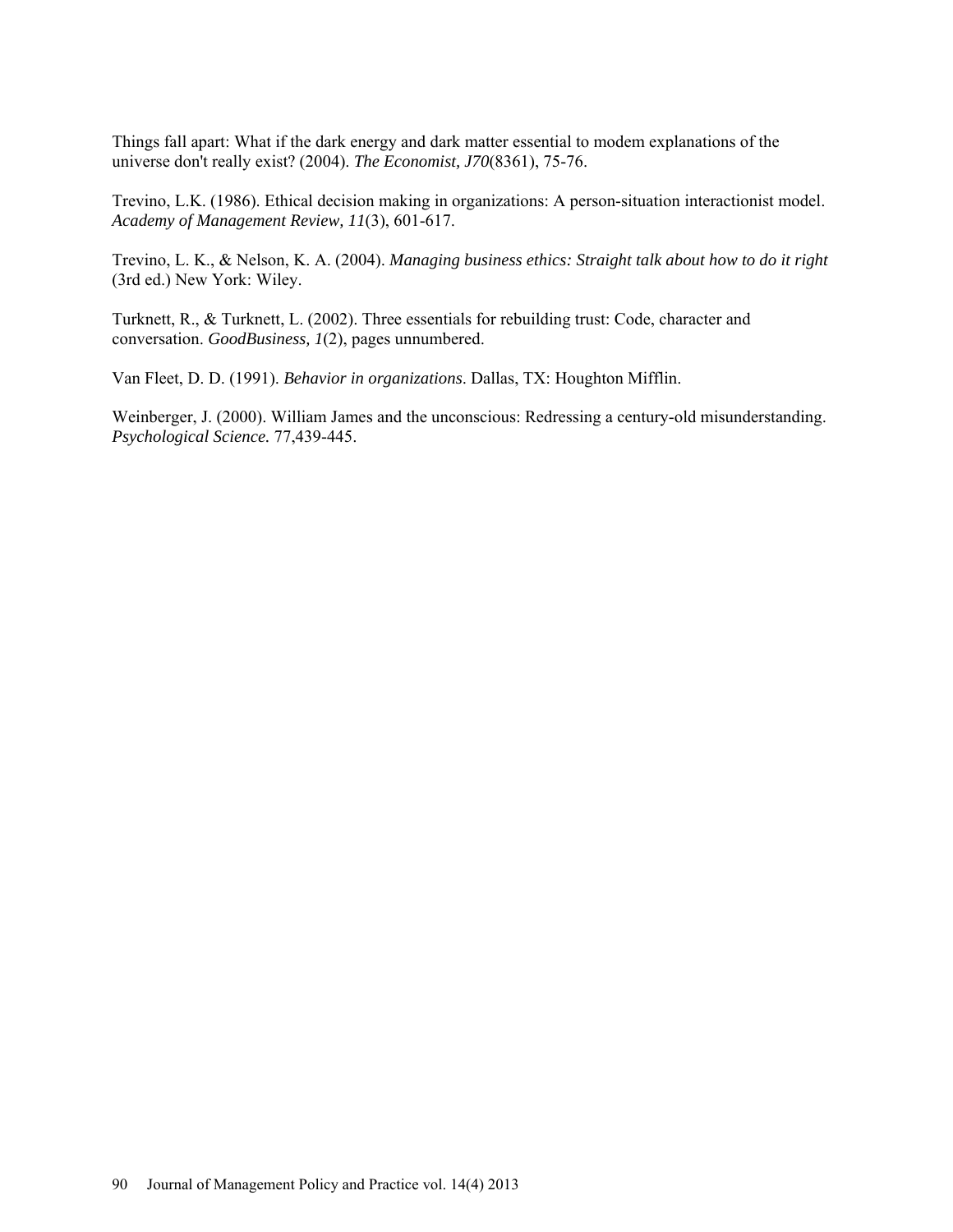Things fall apart: What if the dark energy and dark matter essential to modem explanations of the universe don't really exist? (2004). *The Economist, J70*(8361), 75-76.

Trevino, L.K. (1986). Ethical decision making in organizations: A person-situation interactionist model. *Academy of Management Review, 11*(3), 601-617.

Trevino, L. K., & Nelson, K. A. (2004). *Managing business ethics: Straight talk about how to do it right* (3rd ed.) New York: Wiley.

Turknett, R., & Turknett, L. (2002). Three essentials for rebuilding trust: Code, character and conversation. *GoodBusiness, 1*(2), pages unnumbered.

Van Fleet, D. D. (1991). *Behavior in organizations*. Dallas, TX: Houghton Mifflin.

Weinberger, J. (2000). William James and the unconscious: Redressing a century-old misunderstanding. *Psychological Science.* 77,439-445.